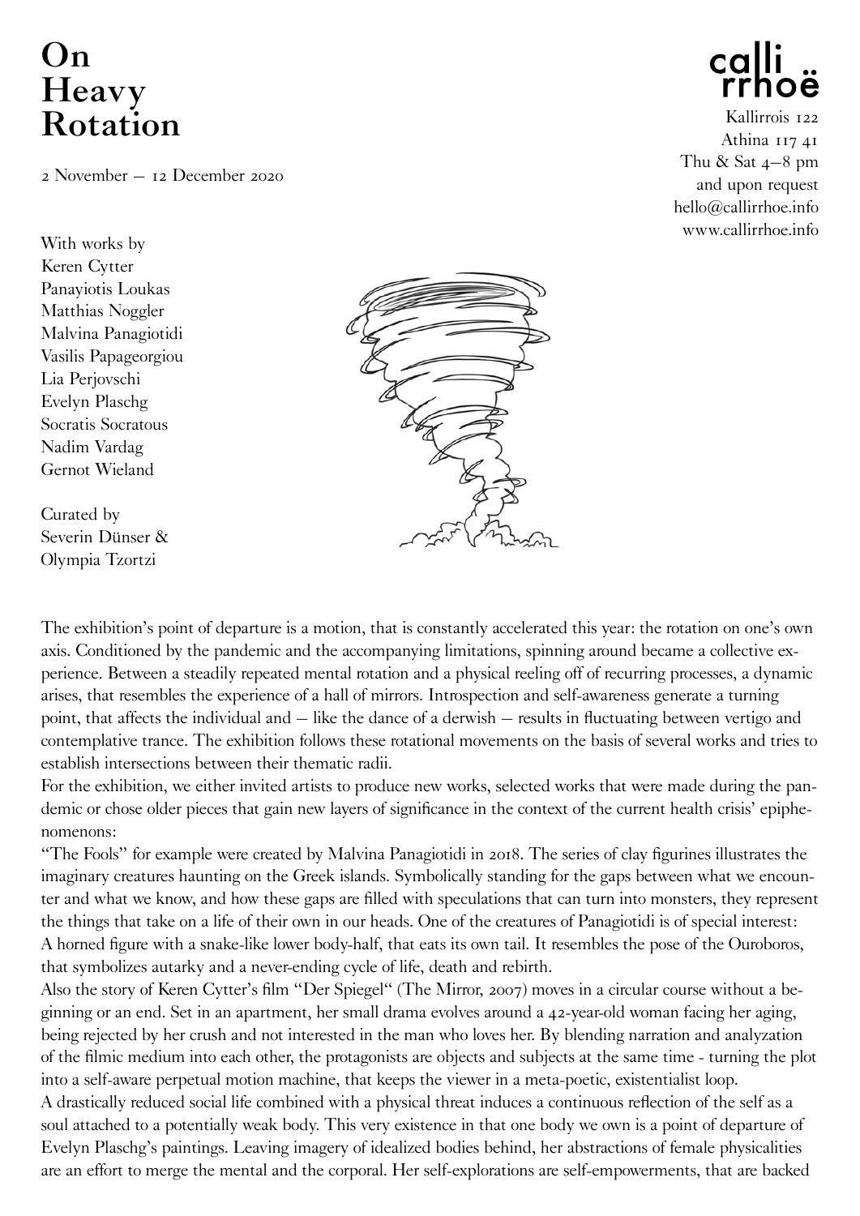# On Heavy Rotation

2 November – 12 December 2020

calli rrhoë

Kallirrois 122
Athina 117 41
Thu & Sat 4–8 pm
and upon request
hello@callirrhoe.info
www.callirrhoe.info

With works by
Keren Cytter
Panayiotis Loukas
Matthias Noggler
Malvina Panagiotidi
Vasilis Papageorgiou
Lia Perjovschi
Evelyn Plaschg
Socratis Socratous
Nadim Vardag
Gernot Wieland

Curated by
Severin Dünser &
Olympia Tzortzi

The exhibition's point of departure is a motion, that is constantly accelerated this year: the rotation on one's own axis. Conditioned by the pandemic and the accompanying limitations, spinning around became a collective experience. Between a steadily repeated mental rotation and a physical reeling off of recurring processes, a dynamic arises, that resembles the experience of a hall of mirrors. Introspection and self-awareness generate a turning point, that affects the individual and – like the dance of a derwish – results in fluctuating between vertigo and contemplative trance. The exhibition follows these rotational movements on the basis of several works and tries to establish intersections between their thematic radii.

For the exhibition, we either invited artists to produce new works, selected works that were made during the pandemic or chose older pieces that gain new layers of significance in the context of the current health crisis' epiphenomenons:

"The Fools" for example were created by Malvina Panagiotidi in 2018. The series of clay figurines illustrates the imaginary creatures haunting on the Greek islands. Symbolically standing for the gaps between what we encounter and what we know, and how these gaps are filled with speculations that can turn into monsters, they represent the things that take on a life of their own in our heads. One of the creatures of Panagiotidi is of special interest: A horned figure with a snake-like lower body-half, that eats its own tail. It resembles the pose of the Ouroboros, that symbolizes autarky and a never-ending cycle of life, death and rebirth.

Also the story of Keren Cytter's film "Der Spiegel" (The Mirror, 2007) moves in a circular course without a beginning or an end. Set in an apartment, her small drama evolves around a 42-year-old woman facing her aging, being rejected by her crush and not interested in the man who loves her. By blending narration and analyzation of the filmic medium into each other, the protagonists are objects and subjects at the same time - turning the plot into a self-aware perpetual motion machine, that keeps the viewer in a meta-poetic, existentialist loop.

A drastically reduced social life combined with a physical threat induces a continuous reflection of the self as a soul attached to a potentially weak body. This very existence in that one body we own is a point of departure of Evelyn Plaschg's paintings. Leaving imagery of idealized bodies behind, her abstractions of female physicalities are an effort to merge the mental and the corporal. Her self-explorations are self-empowerments, that are backed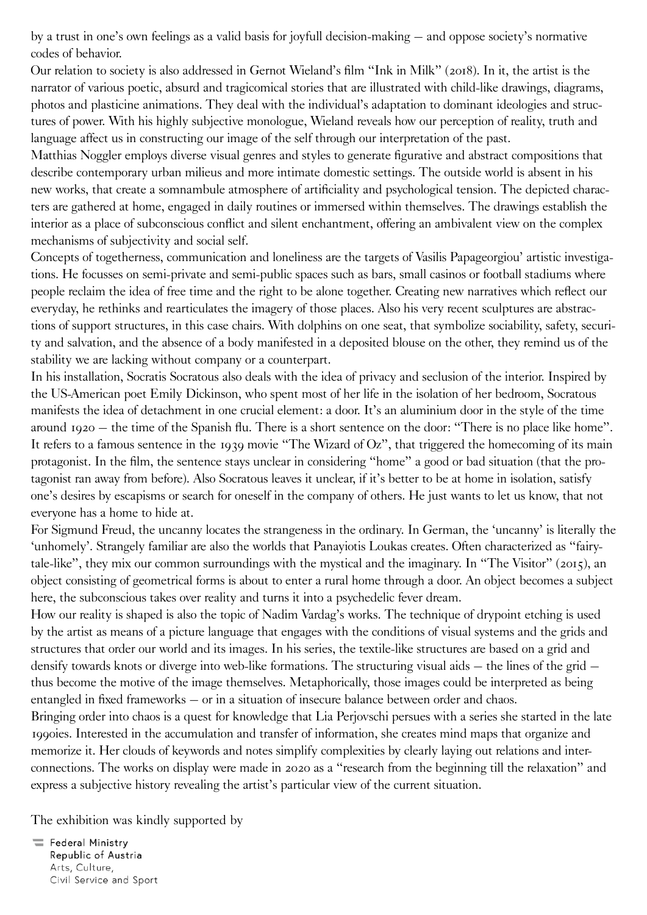by a trust in one's own feelings as a valid basis for joyfull decision-making – and oppose society's normative codes of behavior.

Our relation to society is also addressed in Gernot Wieland's film "Ink in Milk" (2018). In it, the artist is the narrator of various poetic, absurd and tragicomical stories that are illustrated with child-like drawings, diagrams, photos and plasticine animations. They deal with the individual's adaptation to dominant ideologies and structures of power. With his highly subjective monologue, Wieland reveals how our perception of reality, truth and language affect us in constructing our image of the self through our interpretation of the past.

Matthias Noggler employs diverse visual genres and styles to generate figurative and abstract compositions that describe contemporary urban milieus and more intimate domestic settings. The outside world is absent in his new works, that create a somnambule atmosphere of artificiality and psychological tension. The depicted characters are gathered at home, engaged in daily routines or immersed within themselves. The drawings establish the interior as a place of subconscious conflict and silent enchantment, offering an ambivalent view on the complex mechanisms of subjectivity and social self.

Concepts of togetherness, communication and loneliness are the targets of Vasilis Papageorgiou' artistic investigations. He focusses on semi-private and semi-public spaces such as bars, small casinos or football stadiums where people reclaim the idea of free time and the right to be alone together. Creating new narratives which reflect our everyday, he rethinks and rearticulates the imagery of those places. Also his very recent sculptures are abstractions of support structures, in this case chairs. With dolphins on one seat, that symbolize sociability, safety, security and salvation, and the absence of a body manifested in a deposited blouse on the other, they remind us of the stability we are lacking without company or a counterpart.

In his installation, Socratis Socratous also deals with the idea of privacy and seclusion of the interior. Inspired by the US-American poet Emily Dickinson, who spent most of her life in the isolation of her bedroom, Socratous manifests the idea of detachment in one crucial element: a door. It's an aluminium door in the style of the time around 1920 – the time of the Spanish flu. There is a short sentence on the door: "There is no place like home". It refers to a famous sentence in the 1939 movie "The Wizard of Oz", that triggered the homecoming of its main protagonist. In the film, the sentence stays unclear in considering "home" a good or bad situation (that the protagonist ran away from before). Also Socratous leaves it unclear, if it's better to be at home in isolation, satisfy one's desires by escapisms or search for oneself in the company of others. He just wants to let us know, that not everyone has a home to hide at.

For Sigmund Freud, the uncanny locates the strangeness in the ordinary. In German, the 'uncanny' is literally the 'unhomely'. Strangely familiar are also the worlds that Panayiotis Loukas creates. Often characterized as "fairytale-like", they mix our common surroundings with the mystical and the imaginary. In "The Visitor" (2015), an object consisting of geometrical forms is about to enter a rural home through a door. An object becomes a subject here, the subconscious takes over reality and turns it into a psychedelic fever dream.

How our reality is shaped is also the topic of Nadim Vardag's works. The technique of drypoint etching is used by the artist as means of a picture language that engages with the conditions of visual systems and the grids and structures that order our world and its images. In his series, the textile-like structures are based on a grid and densify towards knots or diverge into web-like formations. The structuring visual aids – the lines of the grid – thus become the motive of the image themselves. Metaphorically, those images could be interpreted as being entangled in fixed frameworks – or in a situation of insecure balance between order and chaos.

Bringing order into chaos is a quest for knowledge that Lia Perjovschi persues with a series she started in the late 1990ies. Interested in the accumulation and transfer of information, she creates mind maps that organize and memorize it. Her clouds of keywords and notes simplify complexities by clearly laying out relations and interconnections. The works on display were made in 2020 as a "research from the beginning till the relaxation" and express a subjective history revealing the artist's particular view of the current situation.

The exhibition was kindly supported by

Federal Ministry
Republic of Austria
Arts, Culture,
Civil Service and Sport